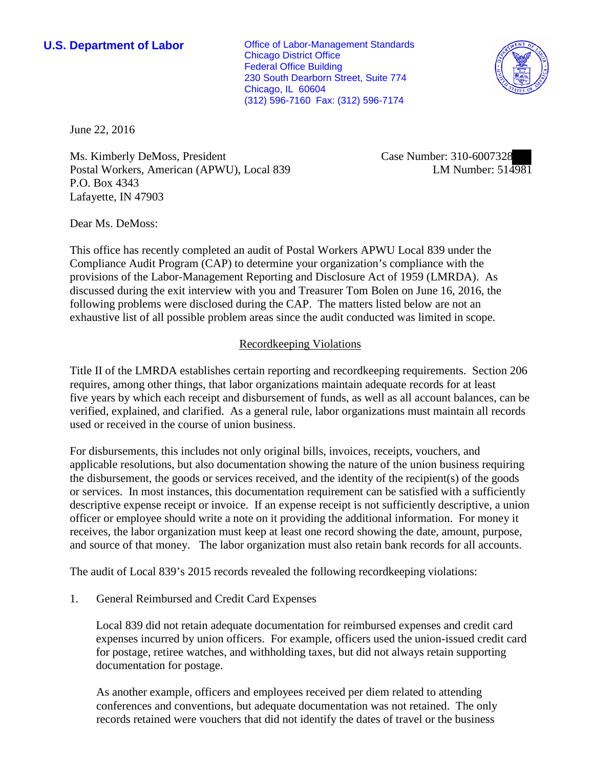**U.S. Department of Labor**

Office of Labor-Management Standards
Chicago District Office
Federal Office Building
230 South Dearborn Street, Suite 774
Chicago, IL 60604
(312) 596-7160 Fax: (312) 596-7174

June 22, 2016

Ms. Kimberly DeMoss, President
Postal Workers, American (APWU), Local 839
P.O. Box 4343
Lafayette, IN 47903

Case Number: 310-6007328
LM Number: 514981

Dear Ms. DeMoss:

This office has recently completed an audit of Postal Workers APWU Local 839 under the Compliance Audit Program (CAP) to determine your organization's compliance with the provisions of the Labor-Management Reporting and Disclosure Act of 1959 (LMRDA). As discussed during the exit interview with you and Treasurer Tom Bolen on June 16, 2016, the following problems were disclosed during the CAP. The matters listed below are not an exhaustive list of all possible problem areas since the audit conducted was limited in scope.

## Recordkeeping Violations

Title II of the LMRDA establishes certain reporting and recordkeeping requirements. Section 206 requires, among other things, that labor organizations maintain adequate records for at least five years by which each receipt and disbursement of funds, as well as all account balances, can be verified, explained, and clarified. As a general rule, labor organizations must maintain all records used or received in the course of union business.

For disbursements, this includes not only original bills, invoices, receipts, vouchers, and applicable resolutions, but also documentation showing the nature of the union business requiring the disbursement, the goods or services received, and the identity of the recipient(s) of the goods or services. In most instances, this documentation requirement can be satisfied with a sufficiently descriptive expense receipt or invoice. If an expense receipt is not sufficiently descriptive, a union officer or employee should write a note on it providing the additional information. For money it receives, the labor organization must keep at least one record showing the date, amount, purpose, and source of that money. The labor organization must also retain bank records for all accounts.

The audit of Local 839's 2015 records revealed the following recordkeeping violations:

1. General Reimbursed and Credit Card Expenses

   Local 839 did not retain adequate documentation for reimbursed expenses and credit card expenses incurred by union officers. For example, officers used the union-issued credit card for postage, retiree watches, and withholding taxes, but did not always retain supporting documentation for postage.

   As another example, officers and employees received per diem related to attending conferences and conventions, but adequate documentation was not retained. The only records retained were vouchers that did not identify the dates of travel or the business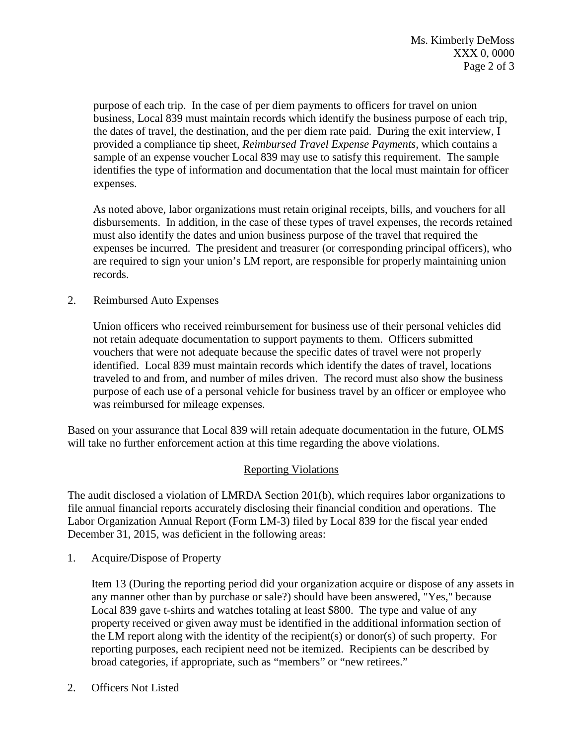purpose of each trip. In the case of per diem payments to officers for travel on union business, Local 839 must maintain records which identify the business purpose of each trip, the dates of travel, the destination, and the per diem rate paid. During the exit interview, I provided a compliance tip sheet, *Reimbursed Travel Expense Payments,* which contains a sample of an expense voucher Local 839 may use to satisfy this requirement. The sample identifies the type of information and documentation that the local must maintain for officer expenses.

As noted above, labor organizations must retain original receipts, bills, and vouchers for all disbursements. In addition, in the case of these types of travel expenses, the records retained must also identify the dates and union business purpose of the travel that required the expenses be incurred. The president and treasurer (or corresponding principal officers), who are required to sign your union's LM report, are responsible for properly maintaining union records.

2. Reimbursed Auto Expenses

   Union officers who received reimbursement for business use of their personal vehicles did not retain adequate documentation to support payments to them. Officers submitted vouchers that were not adequate because the specific dates of travel were not properly identified. Local 839 must maintain records which identify the dates of travel, locations traveled to and from, and number of miles driven. The record must also show the business purpose of each use of a personal vehicle for business travel by an officer or employee who was reimbursed for mileage expenses.

Based on your assurance that Local 839 will retain adequate documentation in the future, OLMS will take no further enforcement action at this time regarding the above violations.

## Reporting Violations

The audit disclosed a violation of LMRDA Section 201(b), which requires labor organizations to file annual financial reports accurately disclosing their financial condition and operations. The Labor Organization Annual Report (Form LM-3) filed by Local 839 for the fiscal year ended December 31, 2015, was deficient in the following areas:

1. Acquire/Dispose of Property

   Item 13 (During the reporting period did your organization acquire or dispose of any assets in any manner other than by purchase or sale?) should have been answered, "Yes," because Local 839 gave t-shirts and watches totaling at least $800. The type and value of any property received or given away must be identified in the additional information section of the LM report along with the identity of the recipient(s) or donor(s) of such property. For reporting purposes, each recipient need not be itemized. Recipients can be described by broad categories, if appropriate, such as "members" or "new retirees."

2. Officers Not Listed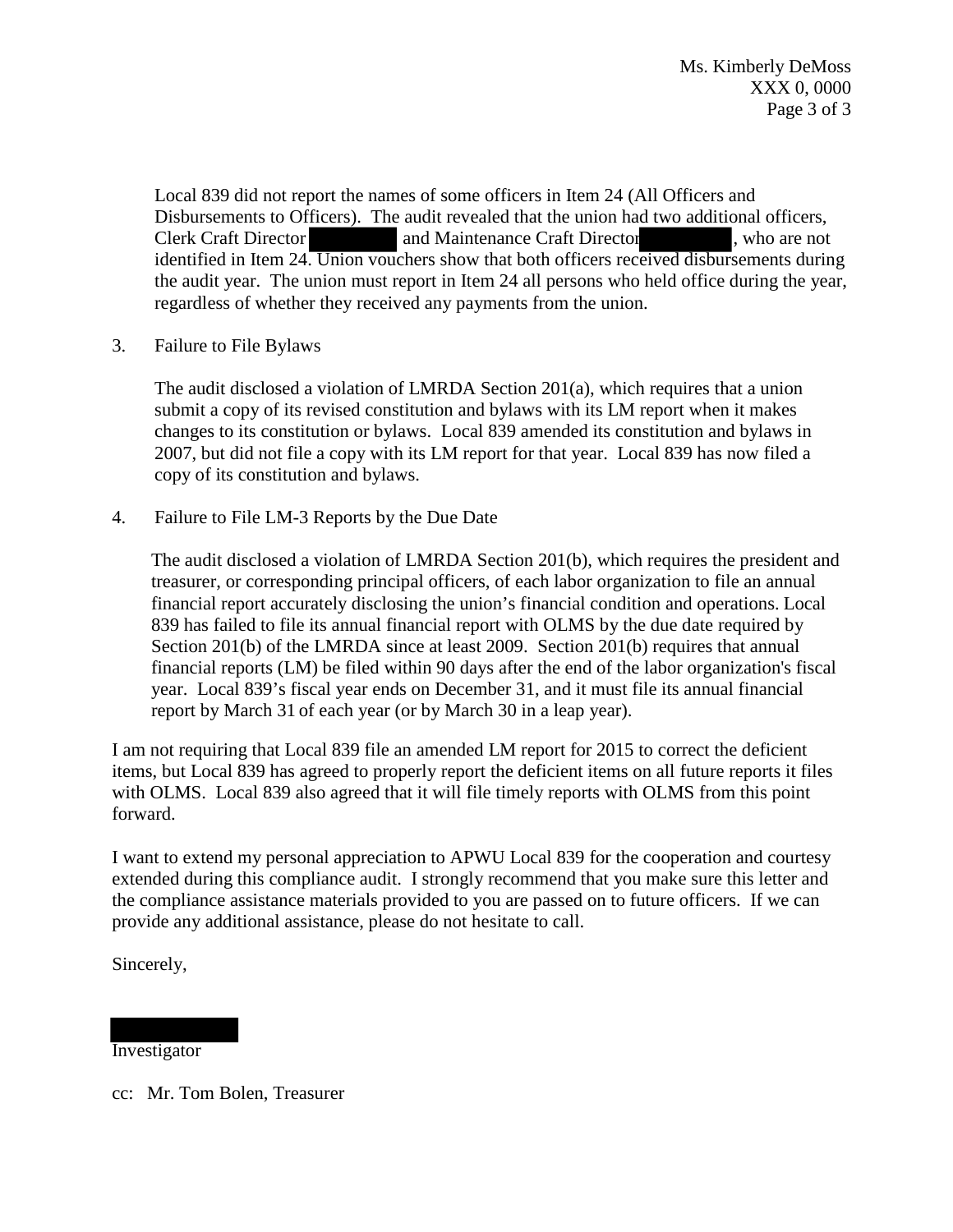Local 839 did not report the names of some officers in Item 24 (All Officers and Disbursements to Officers). The audit revealed that the union had two additional officers, Clerk Craft Director and Maintenance Craft Director , who are not identified in Item 24. Union vouchers show that both officers received disbursements during the audit year. The union must report in Item 24 all persons who held office during the year, regardless of whether they received any payments from the union.

3. Failure to File Bylaws

   The audit disclosed a violation of LMRDA Section 201(a), which requires that a union submit a copy of its revised constitution and bylaws with its LM report when it makes changes to its constitution or bylaws. Local 839 amended its constitution and bylaws in 2007, but did not file a copy with its LM report for that year. Local 839 has now filed a copy of its constitution and bylaws.

4. Failure to File LM-3 Reports by the Due Date

   The audit disclosed a violation of LMRDA Section 201(b), which requires the president and treasurer, or corresponding principal officers, of each labor organization to file an annual financial report accurately disclosing the union's financial condition and operations. Local 839 has failed to file its annual financial report with OLMS by the due date required by Section 201(b) of the LMRDA since at least 2009. Section 201(b) requires that annual financial reports (LM) be filed within 90 days after the end of the labor organization's fiscal year. Local 839's fiscal year ends on December 31, and it must file its annual financial report by March 31 of each year (or by March 30 in a leap year).

I am not requiring that Local 839 file an amended LM report for 2015 to correct the deficient items, but Local 839 has agreed to properly report the deficient items on all future reports it files with OLMS. Local 839 also agreed that it will file timely reports with OLMS from this point forward.

I want to extend my personal appreciation to APWU Local 839 for the cooperation and courtesy extended during this compliance audit. I strongly recommend that you make sure this letter and the compliance assistance materials provided to you are passed on to future officers. If we can provide any additional assistance, please do not hesitate to call.

Sincerely,

Investigator

cc: Mr. Tom Bolen, Treasurer